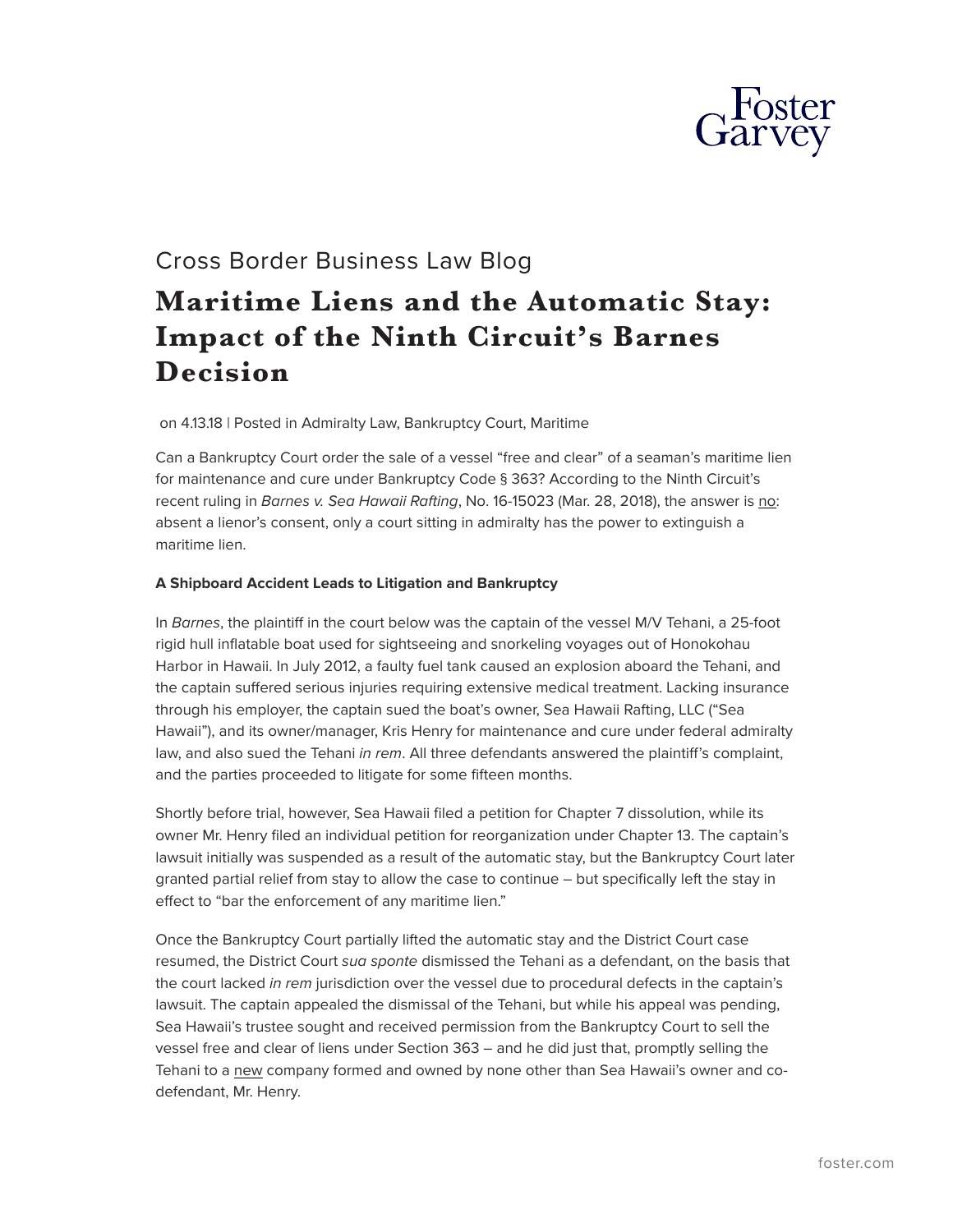Cross Border Business Law Blog

# Maritime Liens and the Automatic Stay: Impact of the Ninth Circuit's Barnes Decision

on 4.13.18 | Posted in Admiralty Law, Bankruptcy Court, Maritime

Can a Bankruptcy Court order the sale of a vessel "free and clear" of a seaman's maritime lien for maintenance and cure under Bankruptcy Code § 363? According to the Ninth Circuit's recent ruling in *Barnes v. Sea Hawaii Rafting*, No. 16-15023 (Mar. 28, 2018), the answer is no: absent a lienor's consent, only a court sitting in admiralty has the power to extinguish a maritime lien.

**A Shipboard Accident Leads to Litigation and Bankruptcy**

In *Barnes*, the plaintiff in the court below was the captain of the vessel M/V Tehani, a 25-foot rigid hull inflatable boat used for sightseeing and snorkeling voyages out of Honokohau Harbor in Hawaii. In July 2012, a faulty fuel tank caused an explosion aboard the Tehani, and the captain suffered serious injuries requiring extensive medical treatment. Lacking insurance through his employer, the captain sued the boat's owner, Sea Hawaii Rafting, LLC ("Sea Hawaii"), and its owner/manager, Kris Henry for maintenance and cure under federal admiralty law, and also sued the Tehani *in rem*. All three defendants answered the plaintiff's complaint, and the parties proceeded to litigate for some fifteen months.

Shortly before trial, however, Sea Hawaii filed a petition for Chapter 7 dissolution, while its owner Mr. Henry filed an individual petition for reorganization under Chapter 13. The captain's lawsuit initially was suspended as a result of the automatic stay, but the Bankruptcy Court later granted partial relief from stay to allow the case to continue – but specifically left the stay in effect to "bar the enforcement of any maritime lien."

Once the Bankruptcy Court partially lifted the automatic stay and the District Court case resumed, the District Court *sua sponte* dismissed the Tehani as a defendant, on the basis that the court lacked *in rem* jurisdiction over the vessel due to procedural defects in the captain's lawsuit. The captain appealed the dismissal of the Tehani, but while his appeal was pending, Sea Hawaii's trustee sought and received permission from the Bankruptcy Court to sell the vessel free and clear of liens under Section 363 – and he did just that, promptly selling the Tehani to a new company formed and owned by none other than Sea Hawaii's owner and co-defendant, Mr. Henry.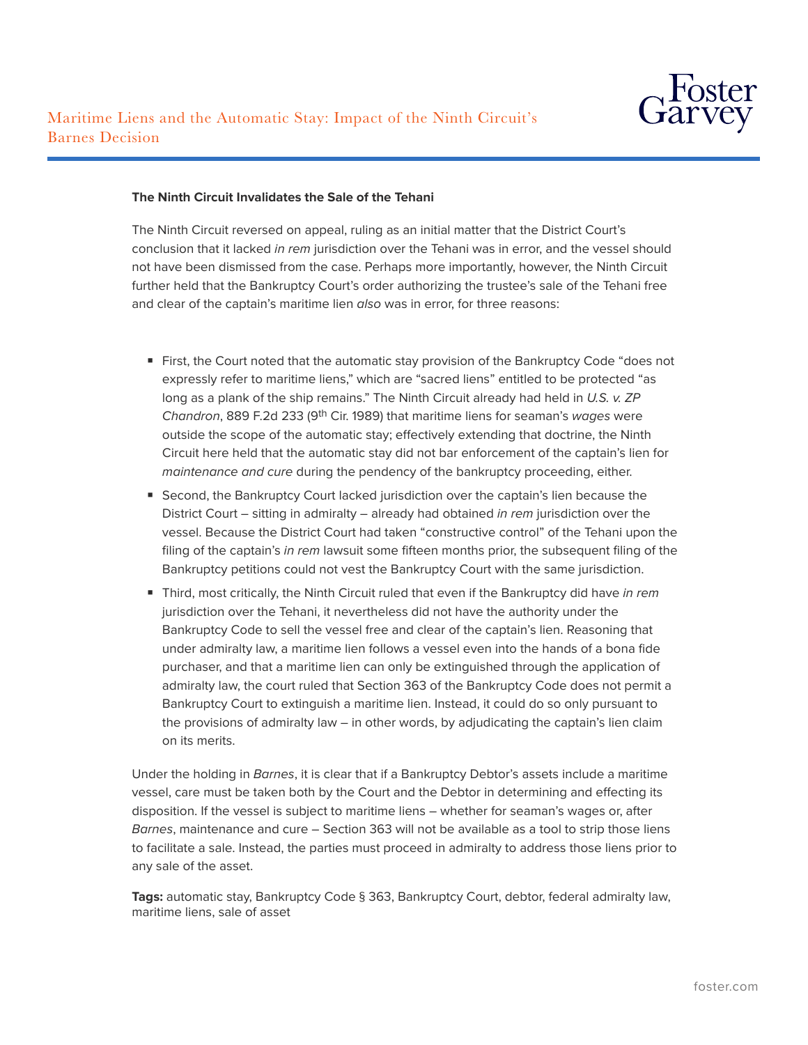**The Ninth Circuit Invalidates the Sale of the Tehani**

The Ninth Circuit reversed on appeal, ruling as an initial matter that the District Court's conclusion that it lacked *in rem* jurisdiction over the Tehani was in error, and the vessel should not have been dismissed from the case. Perhaps more importantly, however, the Ninth Circuit further held that the Bankruptcy Court's order authorizing the trustee's sale of the Tehani free and clear of the captain's maritime lien *also* was in error, for three reasons:

- First, the Court noted that the automatic stay provision of the Bankruptcy Code "does not expressly refer to maritime liens," which are "sacred liens" entitled to be protected "as long as a plank of the ship remains." The Ninth Circuit already had held in *U.S. v. ZP Chandron*, 889 F.2d 233 (9th Cir. 1989) that maritime liens for seaman's *wages* were outside the scope of the automatic stay; effectively extending that doctrine, the Ninth Circuit here held that the automatic stay did not bar enforcement of the captain's lien for *maintenance and cure* during the pendency of the bankruptcy proceeding, either.
- Second, the Bankruptcy Court lacked jurisdiction over the captain's lien because the District Court – sitting in admiralty – already had obtained *in rem* jurisdiction over the vessel. Because the District Court had taken "constructive control" of the Tehani upon the filing of the captain's *in rem* lawsuit some fifteen months prior, the subsequent filing of the Bankruptcy petitions could not vest the Bankruptcy Court with the same jurisdiction.
- Third, most critically, the Ninth Circuit ruled that even if the Bankruptcy did have *in rem* jurisdiction over the Tehani, it nevertheless did not have the authority under the Bankruptcy Code to sell the vessel free and clear of the captain's lien. Reasoning that under admiralty law, a maritime lien follows a vessel even into the hands of a bona fide purchaser, and that a maritime lien can only be extinguished through the application of admiralty law, the court ruled that Section 363 of the Bankruptcy Code does not permit a Bankruptcy Court to extinguish a maritime lien. Instead, it could do so only pursuant to the provisions of admiralty law – in other words, by adjudicating the captain's lien claim on its merits.

Under the holding in *Barnes*, it is clear that if a Bankruptcy Debtor's assets include a maritime vessel, care must be taken both by the Court and the Debtor in determining and effecting its disposition. If the vessel is subject to maritime liens – whether for seaman's wages or, after *Barnes*, maintenance and cure – Section 363 will not be available as a tool to strip those liens to facilitate a sale. Instead, the parties must proceed in admiralty to address those liens prior to any sale of the asset.

**Tags:** automatic stay, Bankruptcy Code § 363, Bankruptcy Court, debtor, federal admiralty law, maritime liens, sale of asset